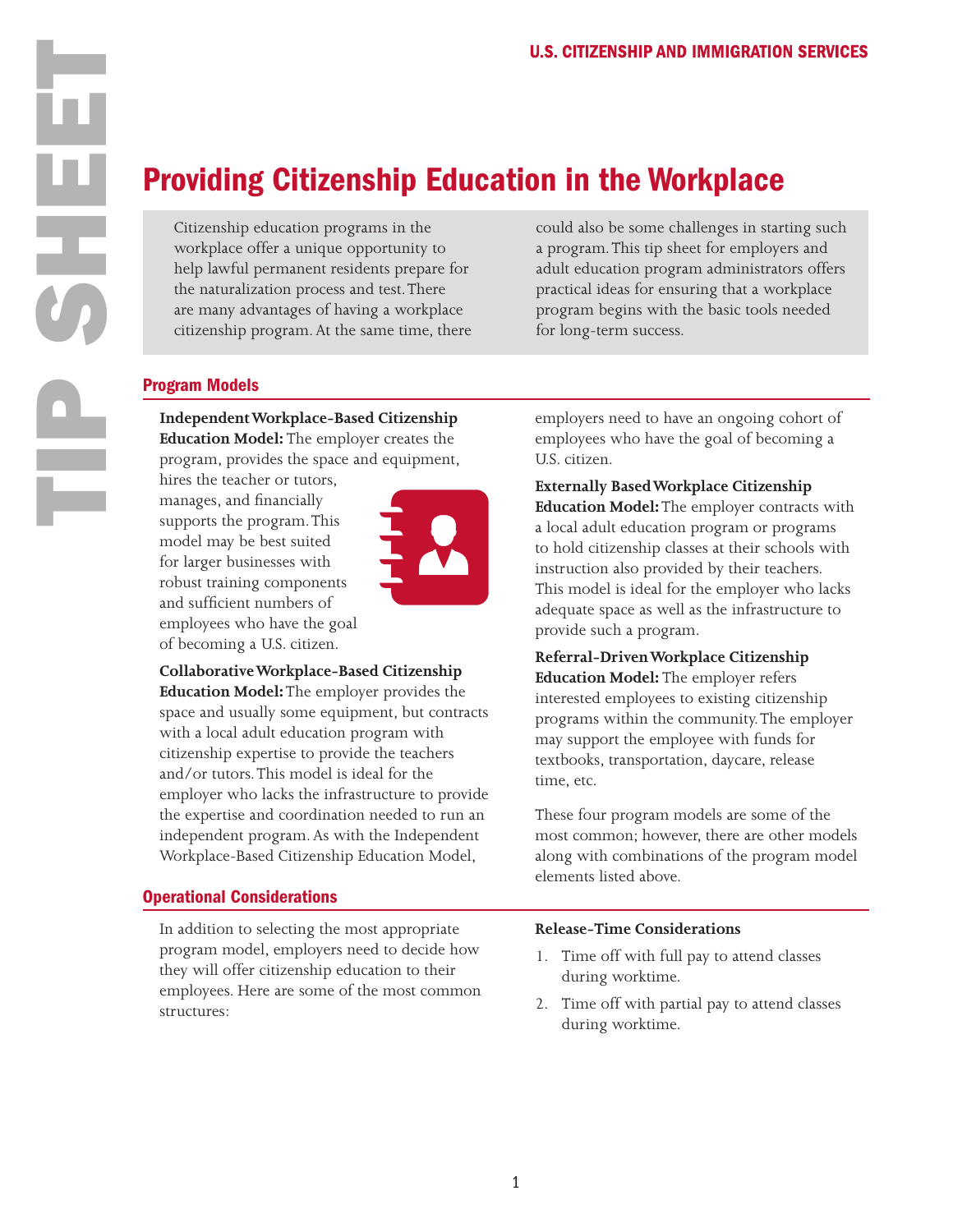# Providing Citizenship Education in the Workplace

Citizenship education programs in the workplace offer a unique opportunity to help lawful permanent residents prepare for the naturalization process and test. There are many advantages of having a workplace citizenship program. At the same time, there could also be some challenges in starting such a program. This tip sheet for employers and adult education program administrators offers practical ideas for ensuring that a workplace program begins with the basic tools needed for long-term success.

## Program Models

**Independent Workplace-Based Citizenship Education Model:** The employer creates the program, provides the space and equipment, hires the teacher or tutors, manages, and financially supports the program. This model may be best suited for larger businesses with robust training components and sufficient numbers of employees who have the goal of becoming a U.S. citizen.

**Collaborative Workplace-Based Citizenship Education Model:** The employer provides the space and usually some equipment, but contracts with a local adult education program with citizenship expertise to provide the teachers and/or tutors. This model is ideal for the employer who lacks the infrastructure to provide the expertise and coordination needed to run an independent program. As with the Independent Workplace-Based Citizenship Education Model, employers need to have an ongoing cohort of employees who have the goal of becoming a U.S. citizen.

**Externally Based Workplace Citizenship Education Model:** The employer contracts with a local adult education program or programs to hold citizenship classes at their schools with instruction also provided by their teachers. This model is ideal for the employer who lacks adequate space as well as the infrastructure to provide such a program.

**Referral-Driven Workplace Citizenship Education Model:** The employer refers interested employees to existing citizenship programs within the community. The employer may support the employee with funds for textbooks, transportation, daycare, release time, etc.

These four program models are some of the most common; however, there are other models along with combinations of the program model elements listed above.

## Operational Considerations

In addition to selecting the most appropriate program model, employers need to decide how they will offer citizenship education to their employees. Here are some of the most common structures:

**Release-Time Considerations**

1. Time off with full pay to attend classes during worktime.
2. Time off with partial pay to attend classes during worktime.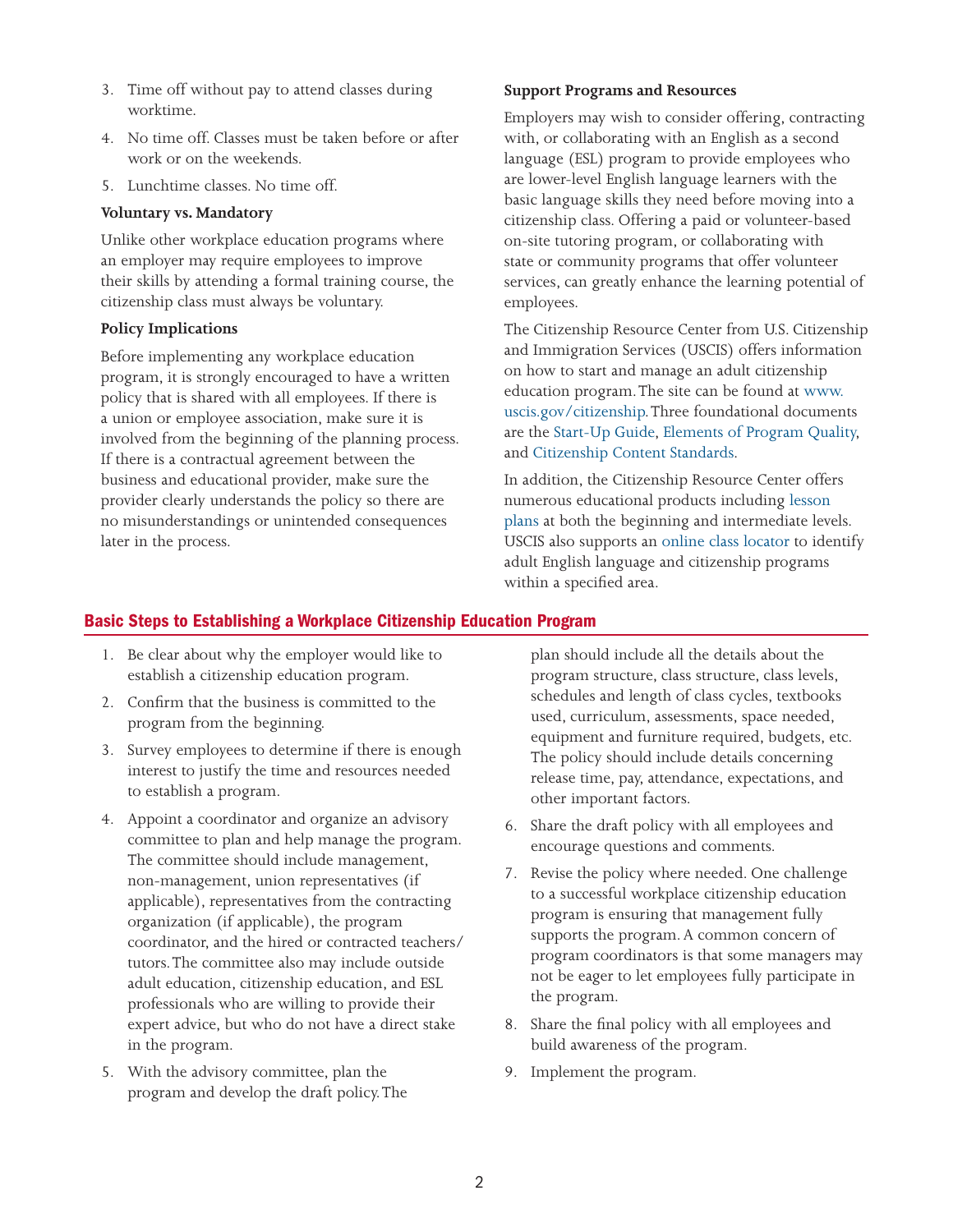3. Time off without pay to attend classes during worktime.
4. No time off. Classes must be taken before or after work or on the weekends.
5. Lunchtime classes. No time off.

**Voluntary vs. Mandatory**

Unlike other workplace education programs where an employer may require employees to improve their skills by attending a formal training course, the citizenship class must always be voluntary.

**Policy Implications**

Before implementing any workplace education program, it is strongly encouraged to have a written policy that is shared with all employees. If there is a union or employee association, make sure it is involved from the beginning of the planning process. If there is a contractual agreement between the business and educational provider, make sure the provider clearly understands the policy so there are no misunderstandings or unintended consequences later in the process.

**Support Programs and Resources**

Employers may wish to consider offering, contracting with, or collaborating with an English as a second language (ESL) program to provide employees who are lower-level English language learners with the basic language skills they need before moving into a citizenship class. Offering a paid or volunteer-based on-site tutoring program, or collaborating with state or community programs that offer volunteer services, can greatly enhance the learning potential of employees.

The Citizenship Resource Center from U.S. Citizenship and Immigration Services (USCIS) offers information on how to start and manage an adult citizenship education program. The site can be found at www.uscis.gov/citizenship. Three foundational documents are the Start-Up Guide, Elements of Program Quality, and Citizenship Content Standards.

In addition, the Citizenship Resource Center offers numerous educational products including lesson plans at both the beginning and intermediate levels. USCIS also supports an online class locator to identify adult English language and citizenship programs within a specified area.

## Basic Steps to Establishing a Workplace Citizenship Education Program

1. Be clear about why the employer would like to establish a citizenship education program.
2. Confirm that the business is committed to the program from the beginning.
3. Survey employees to determine if there is enough interest to justify the time and resources needed to establish a program.
4. Appoint a coordinator and organize an advisory committee to plan and help manage the program. The committee should include management, non-management, union representatives (if applicable), representatives from the contracting organization (if applicable), the program coordinator, and the hired or contracted teachers/tutors. The committee also may include outside adult education, citizenship education, and ESL professionals who are willing to provide their expert advice, but who do not have a direct stake in the program.
5. With the advisory committee, plan the program and develop the draft policy. The plan should include all the details about the program structure, class structure, class levels, schedules and length of class cycles, textbooks used, curriculum, assessments, space needed, equipment and furniture required, budgets, etc. The policy should include details concerning release time, pay, attendance, expectations, and other important factors.
6. Share the draft policy with all employees and encourage questions and comments.
7. Revise the policy where needed. One challenge to a successful workplace citizenship education program is ensuring that management fully supports the program. A common concern of program coordinators is that some managers may not be eager to let employees fully participate in the program.
8. Share the final policy with all employees and build awareness of the program.
9. Implement the program.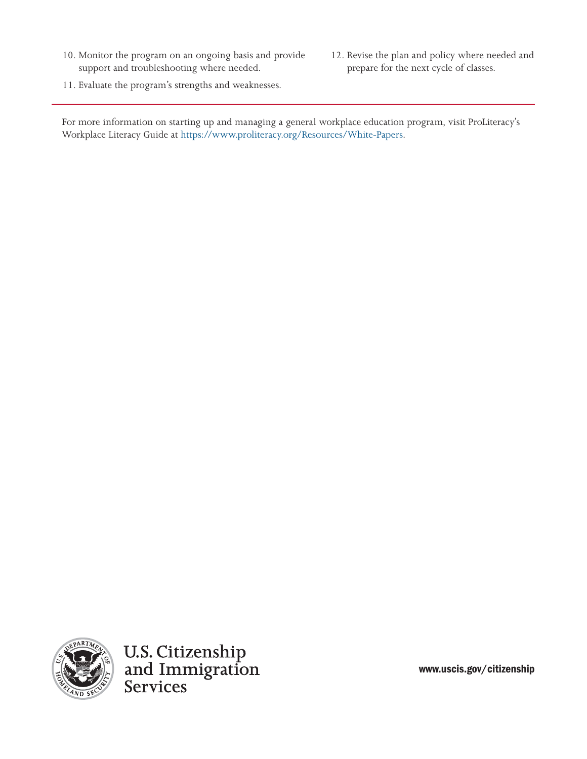10. Monitor the program on an ongoing basis and provide support and troubleshooting where needed.
11. Evaluate the program's strengths and weaknesses.
12. Revise the plan and policy where needed and prepare for the next cycle of classes.

---

For more information on starting up and managing a general workplace education program, visit ProLiteracy's Workplace Literacy Guide at https://www.proliteracy.org/Resources/White-Papers.

U.S. Citizenship and Immigration Services

www.uscis.gov/citizenship